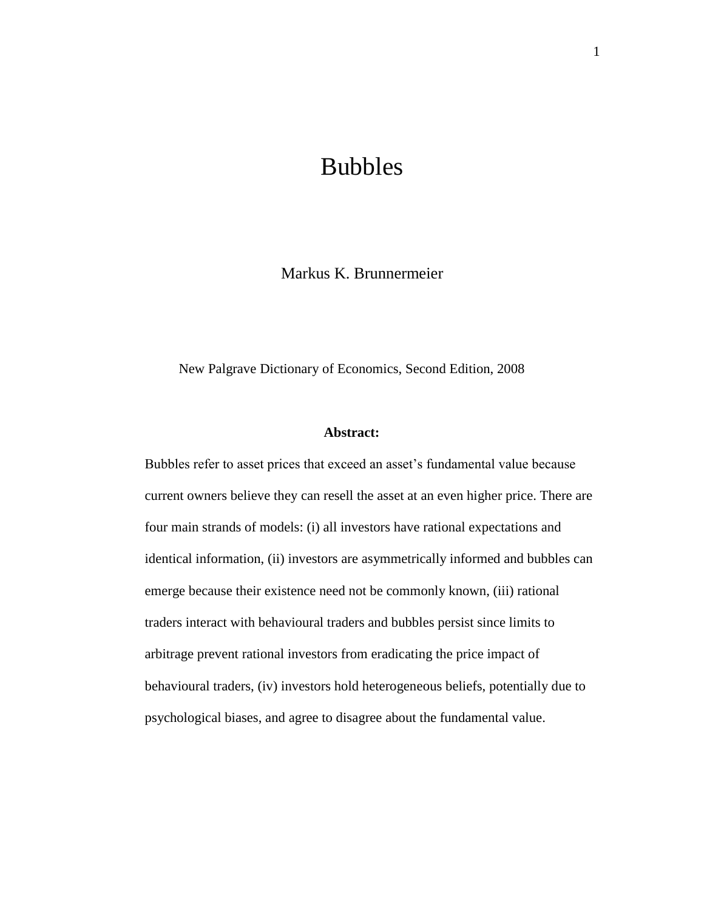# Bubbles

Markus K. Brunnermeier

New Palgrave Dictionary of Economics, Second Edition, 2008

**Abstract:**

Bubbles refer to asset prices that exceed an asset's fundamental value because current owners believe they can resell the asset at an even higher price. There are four main strands of models: (i) all investors have rational expectations and identical information, (ii) investors are asymmetrically informed and bubbles can emerge because their existence need not be commonly known, (iii) rational traders interact with behavioural traders and bubbles persist since limits to arbitrage prevent rational investors from eradicating the price impact of behavioural traders, (iv) investors hold heterogeneous beliefs, potentially due to psychological biases, and agree to disagree about the fundamental value.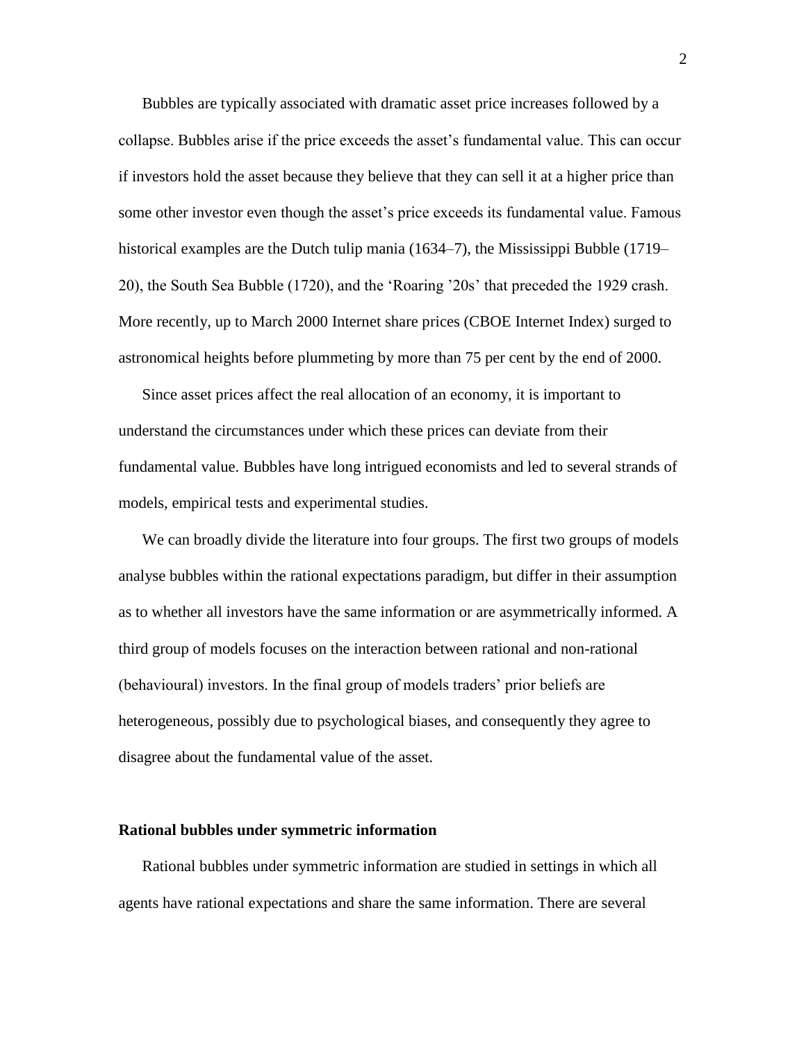Bubbles are typically associated with dramatic asset price increases followed by a collapse. Bubbles arise if the price exceeds the asset's fundamental value. This can occur if investors hold the asset because they believe that they can sell it at a higher price than some other investor even though the asset's price exceeds its fundamental value. Famous historical examples are the Dutch tulip mania (1634–7), the Mississippi Bubble (1719–20), the South Sea Bubble (1720), and the 'Roaring '20s' that preceded the 1929 crash. More recently, up to March 2000 Internet share prices (CBOE Internet Index) surged to astronomical heights before plummeting by more than 75 per cent by the end of 2000.

Since asset prices affect the real allocation of an economy, it is important to understand the circumstances under which these prices can deviate from their fundamental value. Bubbles have long intrigued economists and led to several strands of models, empirical tests and experimental studies.

We can broadly divide the literature into four groups. The first two groups of models analyse bubbles within the rational expectations paradigm, but differ in their assumption as to whether all investors have the same information or are asymmetrically informed. A third group of models focuses on the interaction between rational and non-rational (behavioural) investors. In the final group of models traders' prior beliefs are heterogeneous, possibly due to psychological biases, and consequently they agree to disagree about the fundamental value of the asset.

## Rational bubbles under symmetric information

Rational bubbles under symmetric information are studied in settings in which all agents have rational expectations and share the same information. There are several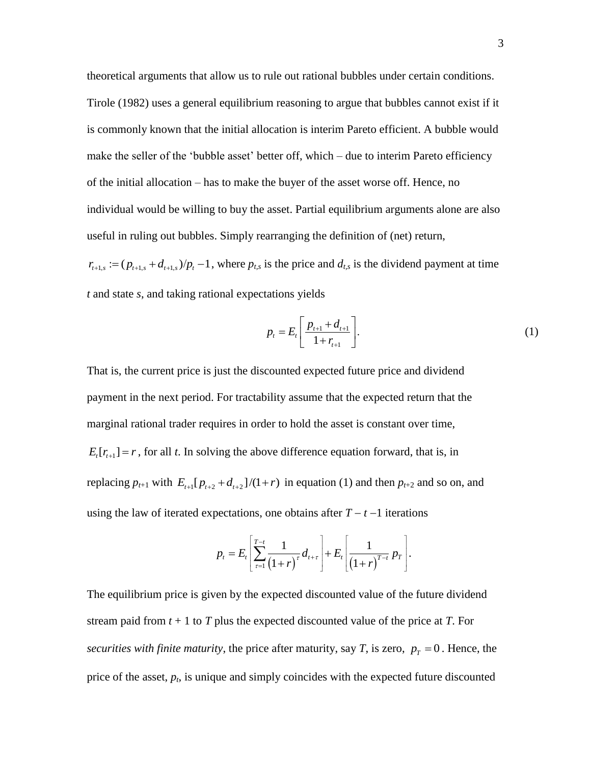theoretical arguments that allow us to rule out rational bubbles under certain conditions. Tirole (1982) uses a general equilibrium reasoning to argue that bubbles cannot exist if it is commonly known that the initial allocation is interim Pareto efficient. A bubble would make the seller of the 'bubble asset' better off, which – due to interim Pareto efficiency of the initial allocation – has to make the buyer of the asset worse off. Hence, no individual would be willing to buy the asset. Partial equilibrium arguments alone are also useful in ruling out bubbles. Simply rearranging the definition of (net) return, $r_{t+1,s} := (p_{t+1,s} + d_{t+1,s})/p_t - 1$, where $p_{t,s}$ is the price and $d_{t,s}$ is the dividend payment at time $t$ and state $s$, and taking rational expectations yields

$$p_t = E_t\left[\frac{p_{t+1} + d_{t+1}}{1 + r_{t+1}}\right]. \tag{1}$$

That is, the current price is just the discounted expected future price and dividend payment in the next period. For tractability assume that the expected return that the marginal rational trader requires in order to hold the asset is constant over time, $E_t[r_{t+1}] = r$, for all $t$. In solving the above difference equation forward, that is, in replacing $p_{t+1}$ with $E_{t+1}[p_{t+2} + d_{t+2}]/(1+r)$ in equation (1) and then $p_{t+2}$ and so on, and using the law of iterated expectations, one obtains after $T - t - 1$ iterations

$$p_t = E_t\left[\sum_{\tau=1}^{T-t} \frac{1}{(1+r)^{\tau}} d_{t+\tau}\right] + E_t\left[\frac{1}{(1+r)^{T-t}} p_T\right].$$

The equilibrium price is given by the expected discounted value of the future dividend stream paid from $t + 1$ to $T$ plus the expected discounted value of the price at $T$. For *securities with finite maturity*, the price after maturity, say $T$, is zero, $p_T = 0$. Hence, the price of the asset, $p_t$, is unique and simply coincides with the expected future discounted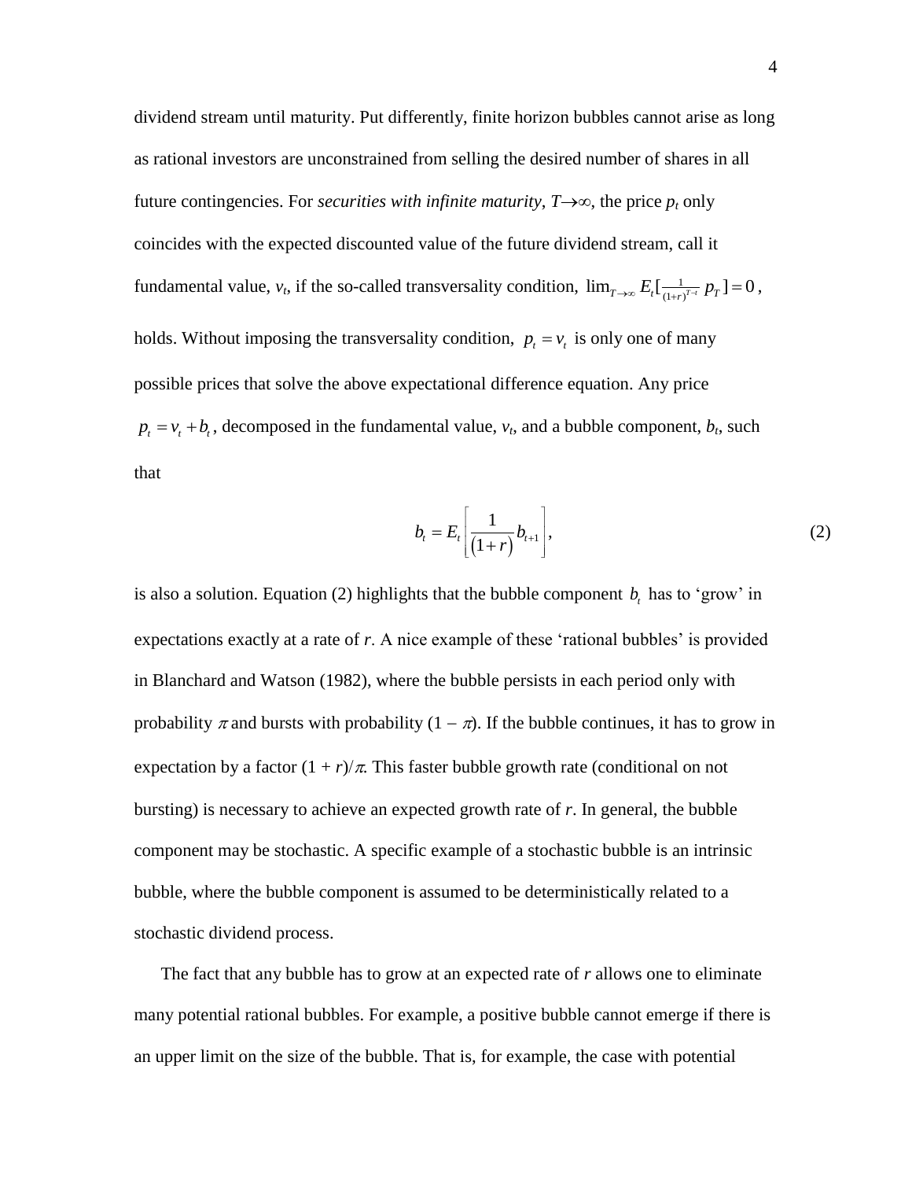dividend stream until maturity. Put differently, finite horizon bubbles cannot arise as long as rational investors are unconstrained from selling the desired number of shares in all future contingencies. For *securities with infinite maturity*, $T \to \infty$, the price $p_t$ only coincides with the expected discounted value of the future dividend stream, call it fundamental value, $v_t$, if the so-called transversality condition, $\lim_{T \to \infty} E_t[\frac{1}{(1+r)^{T-t}} p_T] = 0$, holds. Without imposing the transversality condition, $p_t = v_t$ is only one of many possible prices that solve the above expectational difference equation. Any price $p_t = v_t + b_t$, decomposed in the fundamental value, $v_t$, and a bubble component, $b_t$, such that

$$b_t = E_t \left[ \frac{1}{(1+r)} b_{t+1} \right], \tag{2}$$

is also a solution. Equation (2) highlights that the bubble component $b_t$ has to 'grow' in expectations exactly at a rate of $r$. A nice example of these 'rational bubbles' is provided in Blanchard and Watson (1982), where the bubble persists in each period only with probability $\pi$ and bursts with probability $(1 - \pi)$. If the bubble continues, it has to grow in expectation by a factor $(1 + r)/\pi$. This faster bubble growth rate (conditional on not bursting) is necessary to achieve an expected growth rate of $r$. In general, the bubble component may be stochastic. A specific example of a stochastic bubble is an intrinsic bubble, where the bubble component is assumed to be deterministically related to a stochastic dividend process.

The fact that any bubble has to grow at an expected rate of $r$ allows one to eliminate many potential rational bubbles. For example, a positive bubble cannot emerge if there is an upper limit on the size of the bubble. That is, for example, the case with potential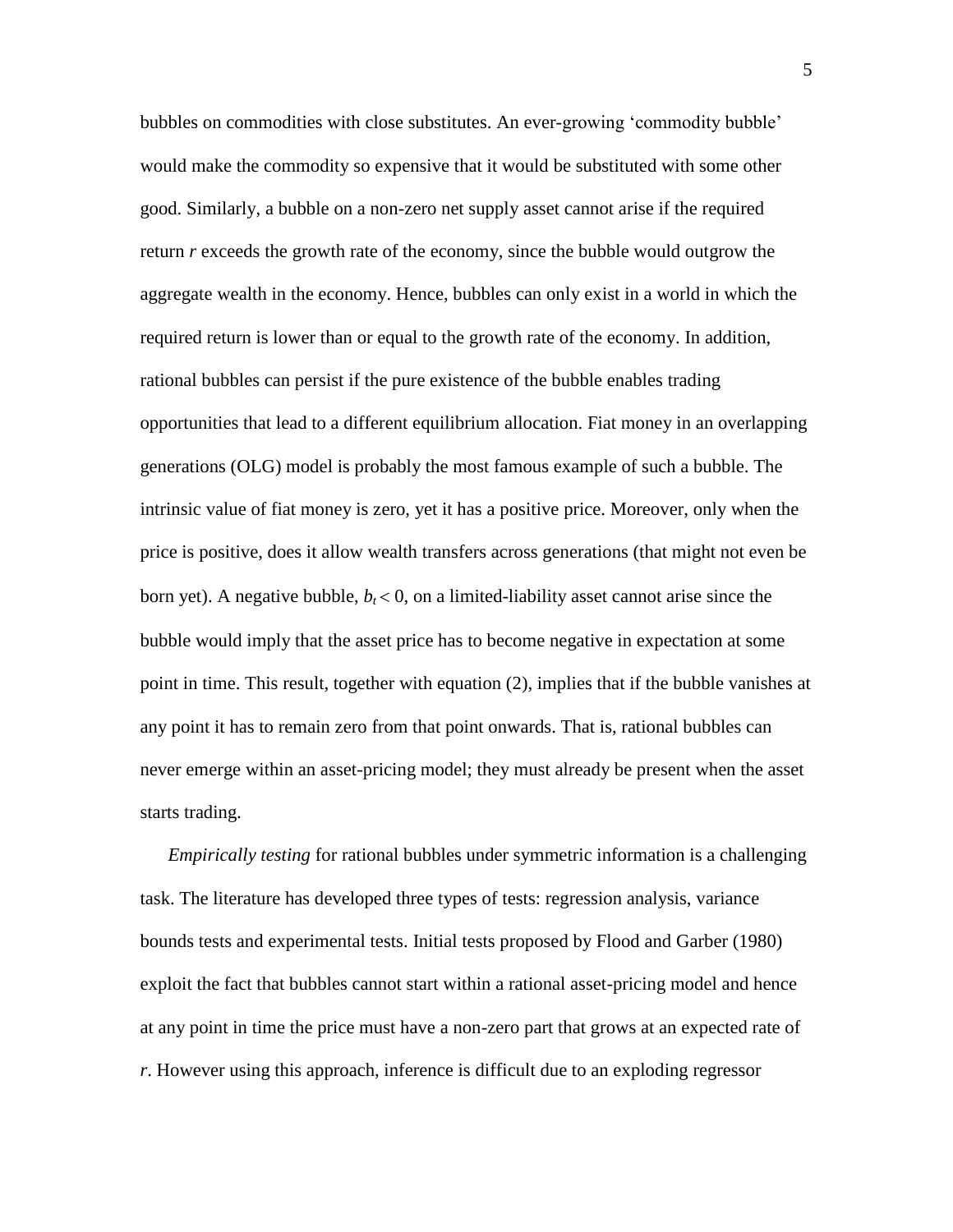bubbles on commodities with close substitutes. An ever-growing 'commodity bubble' would make the commodity so expensive that it would be substituted with some other good. Similarly, a bubble on a non-zero net supply asset cannot arise if the required return $r$ exceeds the growth rate of the economy, since the bubble would outgrow the aggregate wealth in the economy. Hence, bubbles can only exist in a world in which the required return is lower than or equal to the growth rate of the economy. In addition, rational bubbles can persist if the pure existence of the bubble enables trading opportunities that lead to a different equilibrium allocation. Fiat money in an overlapping generations (OLG) model is probably the most famous example of such a bubble. The intrinsic value of fiat money is zero, yet it has a positive price. Moreover, only when the price is positive, does it allow wealth transfers across generations (that might not even be born yet). A negative bubble, $b_t < 0$, on a limited-liability asset cannot arise since the bubble would imply that the asset price has to become negative in expectation at some point in time. This result, together with equation (2), implies that if the bubble vanishes at any point it has to remain zero from that point onwards. That is, rational bubbles can never emerge within an asset-pricing model; they must already be present when the asset starts trading.

*Empirically testing* for rational bubbles under symmetric information is a challenging task. The literature has developed three types of tests: regression analysis, variance bounds tests and experimental tests. Initial tests proposed by Flood and Garber (1980) exploit the fact that bubbles cannot start within a rational asset-pricing model and hence at any point in time the price must have a non-zero part that grows at an expected rate of $r$. However using this approach, inference is difficult due to an exploding regressor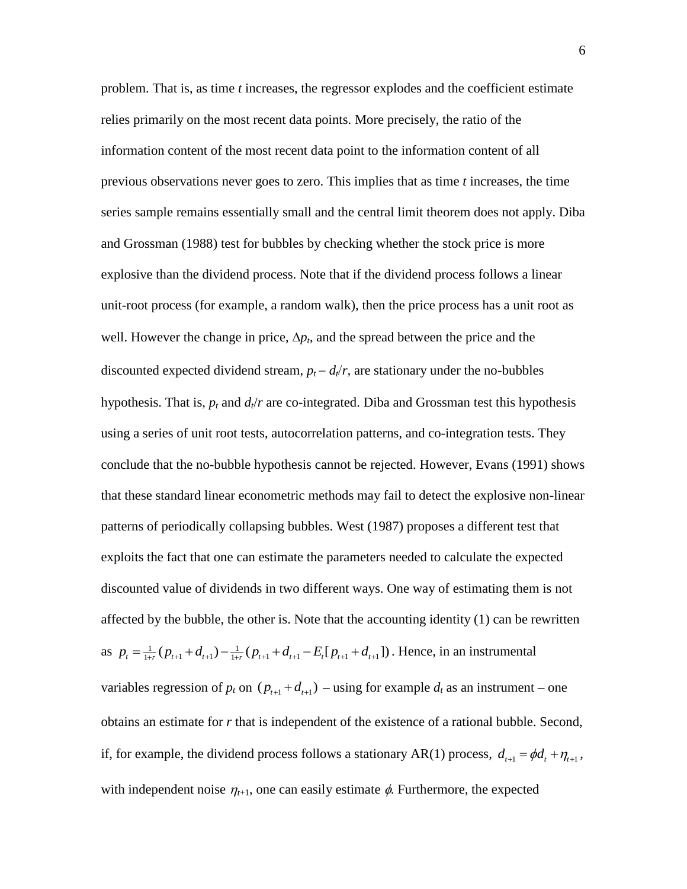problem. That is, as time $t$ increases, the regressor explodes and the coefficient estimate relies primarily on the most recent data points. More precisely, the ratio of the information content of the most recent data point to the information content of all previous observations never goes to zero. This implies that as time $t$ increases, the time series sample remains essentially small and the central limit theorem does not apply. Diba and Grossman (1988) test for bubbles by checking whether the stock price is more explosive than the dividend process. Note that if the dividend process follows a linear unit-root process (for example, a random walk), then the price process has a unit root as well. However the change in price, $\Delta p_t$, and the spread between the price and the discounted expected dividend stream, $p_t - d_t/r$, are stationary under the no-bubbles hypothesis. That is, $p_t$ and $d_t/r$ are co-integrated. Diba and Grossman test this hypothesis using a series of unit root tests, autocorrelation patterns, and co-integration tests. They conclude that the no-bubble hypothesis cannot be rejected. However, Evans (1991) shows that these standard linear econometric methods may fail to detect the explosive non-linear patterns of periodically collapsing bubbles. West (1987) proposes a different test that exploits the fact that one can estimate the parameters needed to calculate the expected discounted value of dividends in two different ways. One way of estimating them is not affected by the bubble, the other is. Note that the accounting identity (1) can be rewritten as $p_t = \frac{1}{1+r}(p_{t+1} + d_{t+1}) - \frac{1}{1+r}(p_{t+1} + d_{t+1} - E_t[p_{t+1} + d_{t+1}])$. Hence, in an instrumental variables regression of $p_t$ on $(p_{t+1} + d_{t+1})$ – using for example $d_t$ as an instrument – one obtains an estimate for $r$ that is independent of the existence of a rational bubble. Second, if, for example, the dividend process follows a stationary AR(1) process, $d_{t+1} = \phi d_t + \eta_{t+1}$, with independent noise $\eta_{t+1}$, one can easily estimate $\phi$. Furthermore, the expected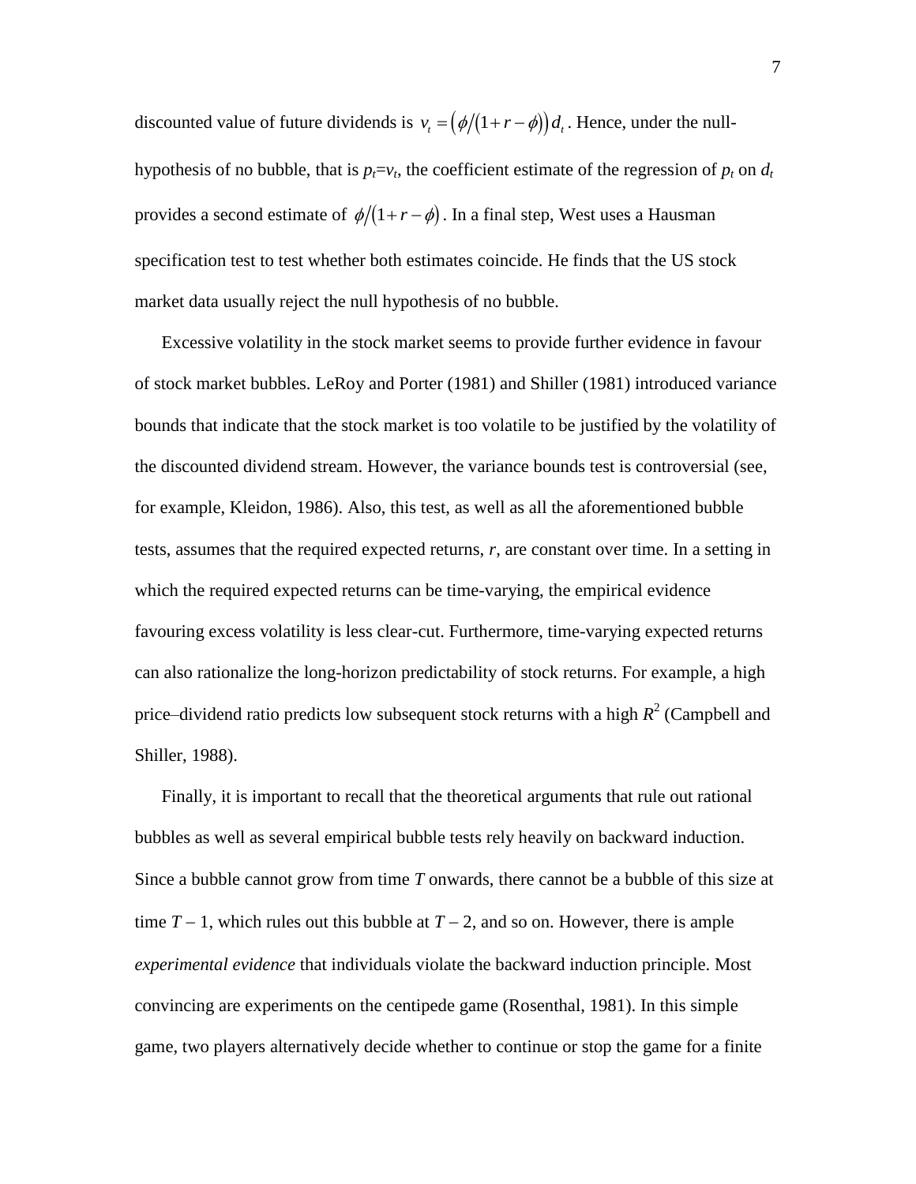discounted value of future dividends is $v_t = \left(\phi/(1+r-\phi)\right) d_t$. Hence, under the null-hypothesis of no bubble, that is $p_t = v_t$, the coefficient estimate of the regression of $p_t$ on $d_t$ provides a second estimate of $\phi/(1+r-\phi)$. In a final step, West uses a Hausman specification test to test whether both estimates coincide. He finds that the US stock market data usually reject the null hypothesis of no bubble.

Excessive volatility in the stock market seems to provide further evidence in favour of stock market bubbles. LeRoy and Porter (1981) and Shiller (1981) introduced variance bounds that indicate that the stock market is too volatile to be justified by the volatility of the discounted dividend stream. However, the variance bounds test is controversial (see, for example, Kleidon, 1986). Also, this test, as well as all the aforementioned bubble tests, assumes that the required expected returns, $r$, are constant over time. In a setting in which the required expected returns can be time-varying, the empirical evidence favouring excess volatility is less clear-cut. Furthermore, time-varying expected returns can also rationalize the long-horizon predictability of stock returns. For example, a high price–dividend ratio predicts low subsequent stock returns with a high $R^2$ (Campbell and Shiller, 1988).

Finally, it is important to recall that the theoretical arguments that rule out rational bubbles as well as several empirical bubble tests rely heavily on backward induction. Since a bubble cannot grow from time $T$ onwards, there cannot be a bubble of this size at time $T-1$, which rules out this bubble at $T-2$, and so on. However, there is ample *experimental evidence* that individuals violate the backward induction principle. Most convincing are experiments on the centipede game (Rosenthal, 1981). In this simple game, two players alternatively decide whether to continue or stop the game for a finite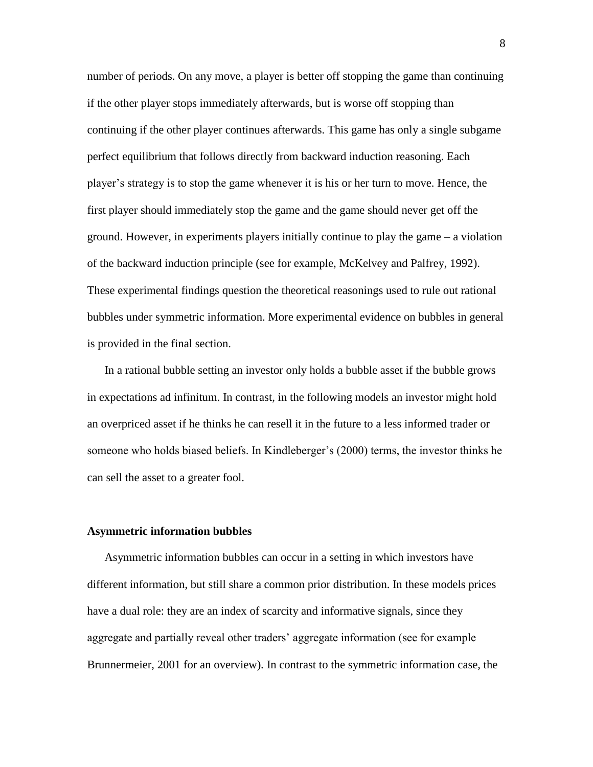number of periods. On any move, a player is better off stopping the game than continuing if the other player stops immediately afterwards, but is worse off stopping than continuing if the other player continues afterwards. This game has only a single subgame perfect equilibrium that follows directly from backward induction reasoning. Each player's strategy is to stop the game whenever it is his or her turn to move. Hence, the first player should immediately stop the game and the game should never get off the ground. However, in experiments players initially continue to play the game – a violation of the backward induction principle (see for example, McKelvey and Palfrey, 1992). These experimental findings question the theoretical reasonings used to rule out rational bubbles under symmetric information. More experimental evidence on bubbles in general is provided in the final section.

In a rational bubble setting an investor only holds a bubble asset if the bubble grows in expectations ad infinitum. In contrast, in the following models an investor might hold an overpriced asset if he thinks he can resell it in the future to a less informed trader or someone who holds biased beliefs. In Kindleberger's (2000) terms, the investor thinks he can sell the asset to a greater fool.

### Asymmetric information bubbles

Asymmetric information bubbles can occur in a setting in which investors have different information, but still share a common prior distribution. In these models prices have a dual role: they are an index of scarcity and informative signals, since they aggregate and partially reveal other traders' aggregate information (see for example Brunnermeier, 2001 for an overview). In contrast to the symmetric information case, the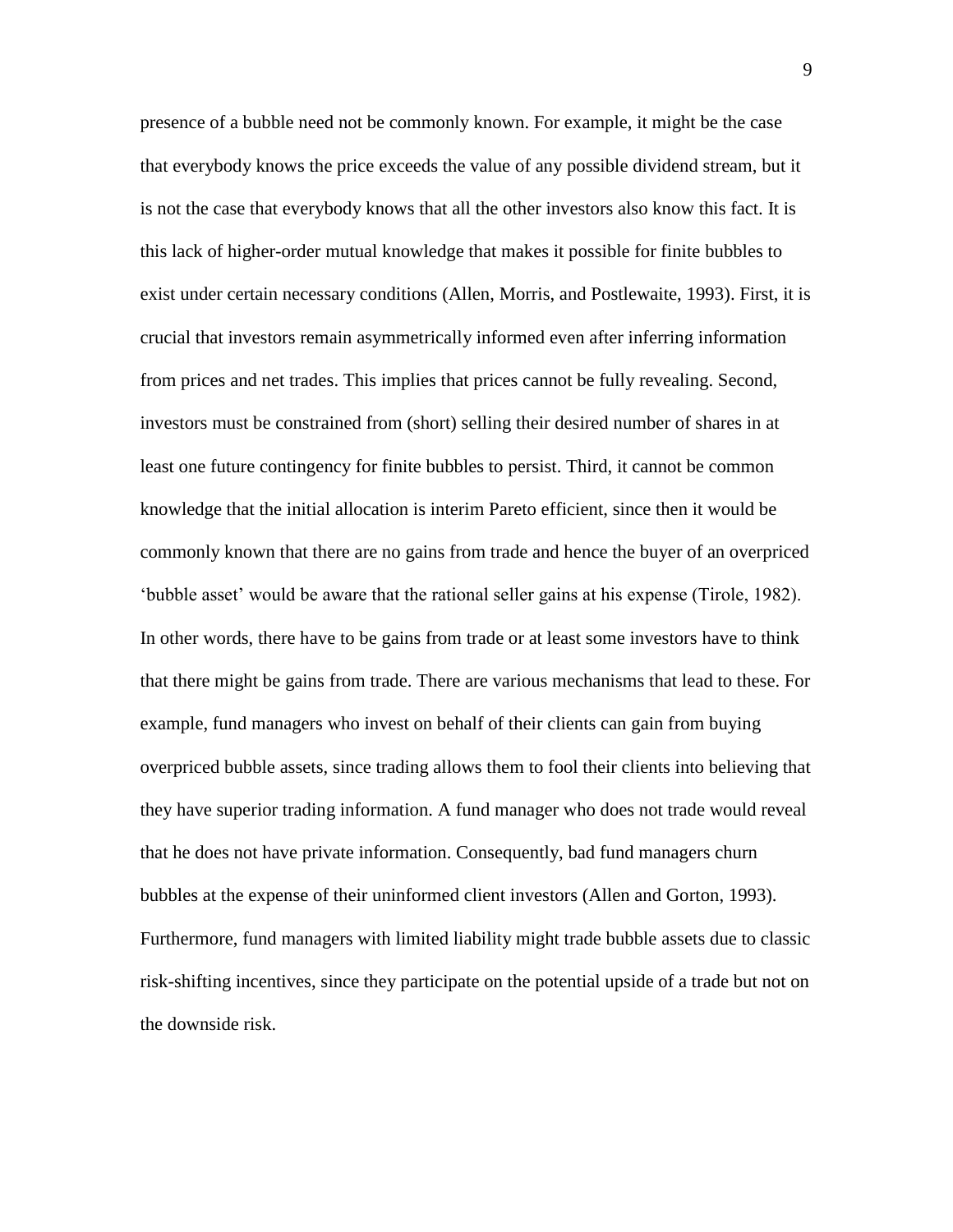presence of a bubble need not be commonly known. For example, it might be the case that everybody knows the price exceeds the value of any possible dividend stream, but it is not the case that everybody knows that all the other investors also know this fact. It is this lack of higher-order mutual knowledge that makes it possible for finite bubbles to exist under certain necessary conditions (Allen, Morris, and Postlewaite, 1993). First, it is crucial that investors remain asymmetrically informed even after inferring information from prices and net trades. This implies that prices cannot be fully revealing. Second, investors must be constrained from (short) selling their desired number of shares in at least one future contingency for finite bubbles to persist. Third, it cannot be common knowledge that the initial allocation is interim Pareto efficient, since then it would be commonly known that there are no gains from trade and hence the buyer of an overpriced 'bubble asset' would be aware that the rational seller gains at his expense (Tirole, 1982). In other words, there have to be gains from trade or at least some investors have to think that there might be gains from trade. There are various mechanisms that lead to these. For example, fund managers who invest on behalf of their clients can gain from buying overpriced bubble assets, since trading allows them to fool their clients into believing that they have superior trading information. A fund manager who does not trade would reveal that he does not have private information. Consequently, bad fund managers churn bubbles at the expense of their uninformed client investors (Allen and Gorton, 1993). Furthermore, fund managers with limited liability might trade bubble assets due to classic risk-shifting incentives, since they participate on the potential upside of a trade but not on the downside risk.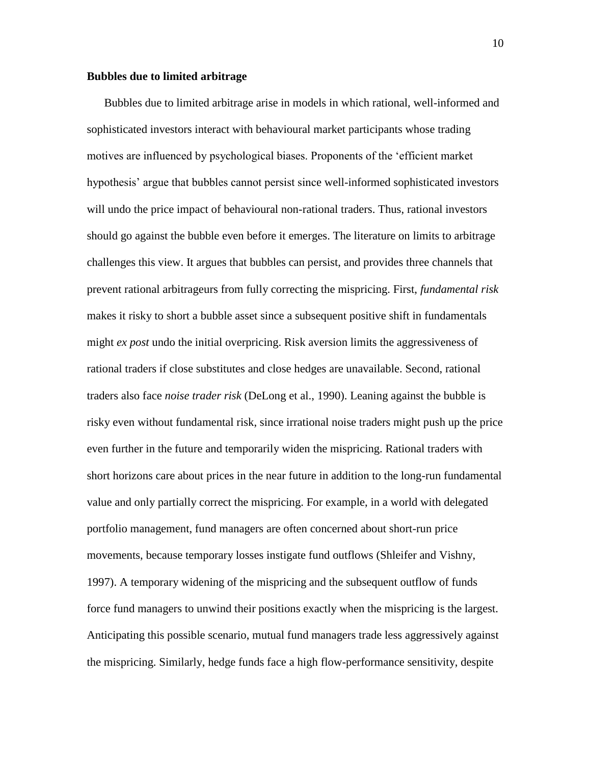**Bubbles due to limited arbitrage**

Bubbles due to limited arbitrage arise in models in which rational, well-informed and sophisticated investors interact with behavioural market participants whose trading motives are influenced by psychological biases. Proponents of the 'efficient market hypothesis' argue that bubbles cannot persist since well-informed sophisticated investors will undo the price impact of behavioural non-rational traders. Thus, rational investors should go against the bubble even before it emerges. The literature on limits to arbitrage challenges this view. It argues that bubbles can persist, and provides three channels that prevent rational arbitrageurs from fully correcting the mispricing. First, *fundamental risk* makes it risky to short a bubble asset since a subsequent positive shift in fundamentals might *ex post* undo the initial overpricing. Risk aversion limits the aggressiveness of rational traders if close substitutes and close hedges are unavailable. Second, rational traders also face *noise trader risk* (DeLong et al., 1990). Leaning against the bubble is risky even without fundamental risk, since irrational noise traders might push up the price even further in the future and temporarily widen the mispricing. Rational traders with short horizons care about prices in the near future in addition to the long-run fundamental value and only partially correct the mispricing. For example, in a world with delegated portfolio management, fund managers are often concerned about short-run price movements, because temporary losses instigate fund outflows (Shleifer and Vishny, 1997). A temporary widening of the mispricing and the subsequent outflow of funds force fund managers to unwind their positions exactly when the mispricing is the largest. Anticipating this possible scenario, mutual fund managers trade less aggressively against the mispricing. Similarly, hedge funds face a high flow-performance sensitivity, despite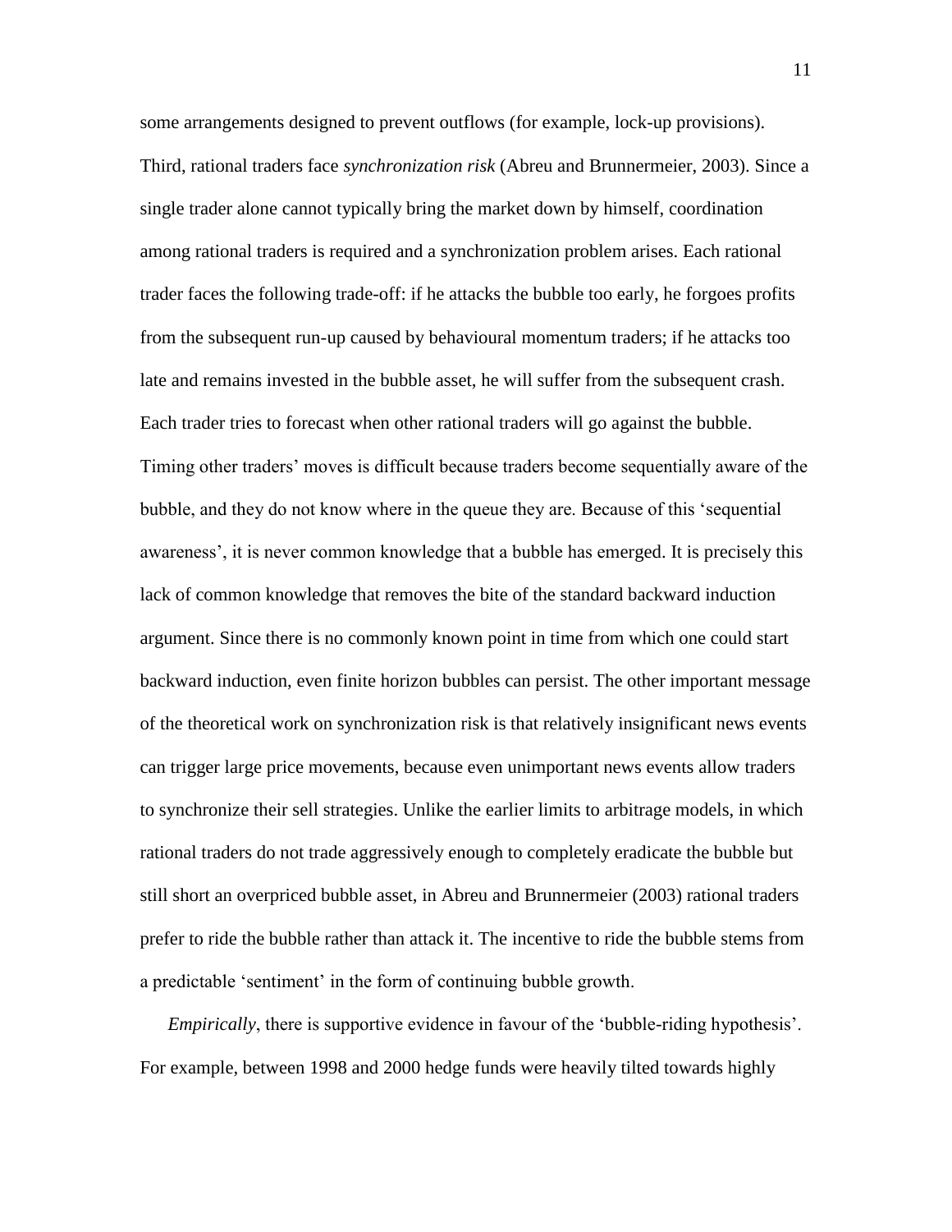some arrangements designed to prevent outflows (for example, lock-up provisions). Third, rational traders face *synchronization risk* (Abreu and Brunnermeier, 2003). Since a single trader alone cannot typically bring the market down by himself, coordination among rational traders is required and a synchronization problem arises. Each rational trader faces the following trade-off: if he attacks the bubble too early, he forgoes profits from the subsequent run-up caused by behavioural momentum traders; if he attacks too late and remains invested in the bubble asset, he will suffer from the subsequent crash. Each trader tries to forecast when other rational traders will go against the bubble. Timing other traders' moves is difficult because traders become sequentially aware of the bubble, and they do not know where in the queue they are. Because of this 'sequential awareness', it is never common knowledge that a bubble has emerged. It is precisely this lack of common knowledge that removes the bite of the standard backward induction argument. Since there is no commonly known point in time from which one could start backward induction, even finite horizon bubbles can persist. The other important message of the theoretical work on synchronization risk is that relatively insignificant news events can trigger large price movements, because even unimportant news events allow traders to synchronize their sell strategies. Unlike the earlier limits to arbitrage models, in which rational traders do not trade aggressively enough to completely eradicate the bubble but still short an overpriced bubble asset, in Abreu and Brunnermeier (2003) rational traders prefer to ride the bubble rather than attack it. The incentive to ride the bubble stems from a predictable 'sentiment' in the form of continuing bubble growth.

*Empirically*, there is supportive evidence in favour of the 'bubble-riding hypothesis'. For example, between 1998 and 2000 hedge funds were heavily tilted towards highly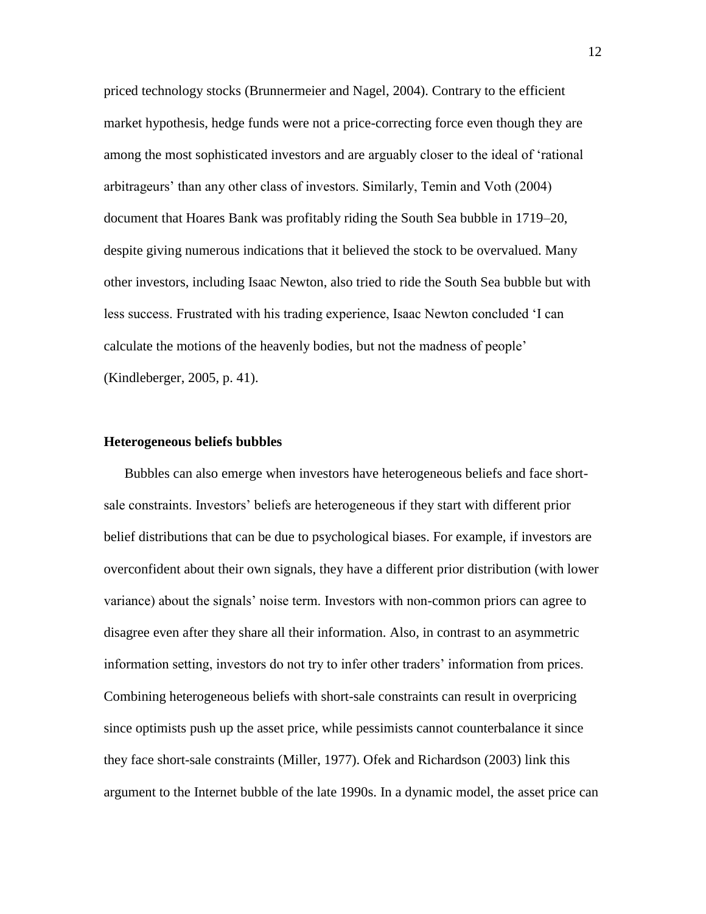priced technology stocks (Brunnermeier and Nagel, 2004). Contrary to the efficient market hypothesis, hedge funds were not a price-correcting force even though they are among the most sophisticated investors and are arguably closer to the ideal of 'rational arbitrageurs' than any other class of investors. Similarly, Temin and Voth (2004) document that Hoares Bank was profitably riding the South Sea bubble in 1719–20, despite giving numerous indications that it believed the stock to be overvalued. Many other investors, including Isaac Newton, also tried to ride the South Sea bubble but with less success. Frustrated with his trading experience, Isaac Newton concluded 'I can calculate the motions of the heavenly bodies, but not the madness of people' (Kindleberger, 2005, p. 41).

**Heterogeneous beliefs bubbles**

Bubbles can also emerge when investors have heterogeneous beliefs and face short-sale constraints. Investors' beliefs are heterogeneous if they start with different prior belief distributions that can be due to psychological biases. For example, if investors are overconfident about their own signals, they have a different prior distribution (with lower variance) about the signals' noise term. Investors with non-common priors can agree to disagree even after they share all their information. Also, in contrast to an asymmetric information setting, investors do not try to infer other traders' information from prices. Combining heterogeneous beliefs with short-sale constraints can result in overpricing since optimists push up the asset price, while pessimists cannot counterbalance it since they face short-sale constraints (Miller, 1977). Ofek and Richardson (2003) link this argument to the Internet bubble of the late 1990s. In a dynamic model, the asset price can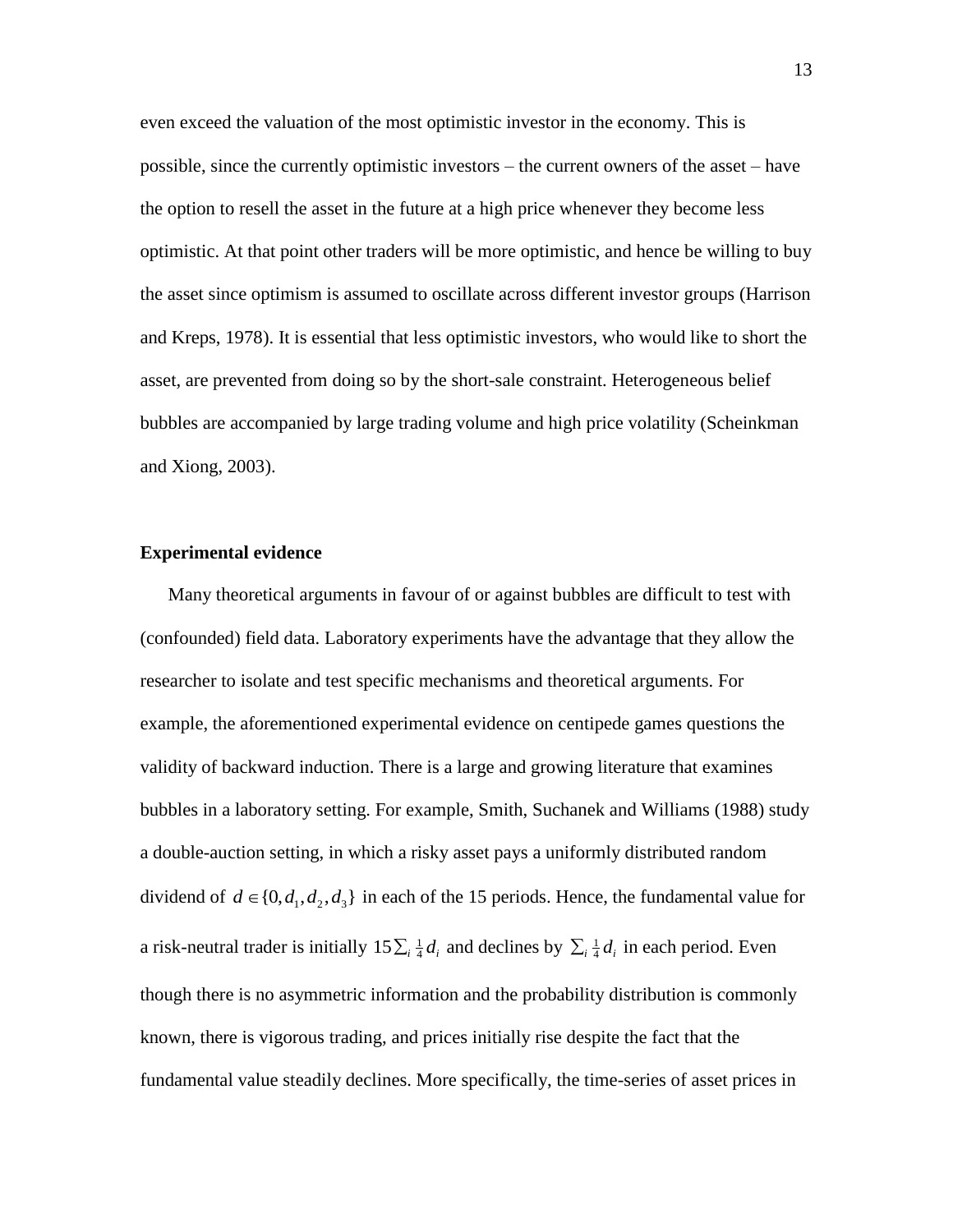even exceed the valuation of the most optimistic investor in the economy. This is possible, since the currently optimistic investors – the current owners of the asset – have the option to resell the asset in the future at a high price whenever they become less optimistic. At that point other traders will be more optimistic, and hence be willing to buy the asset since optimism is assumed to oscillate across different investor groups (Harrison and Kreps, 1978). It is essential that less optimistic investors, who would like to short the asset, are prevented from doing so by the short-sale constraint. Heterogeneous belief bubbles are accompanied by large trading volume and high price volatility (Scheinkman and Xiong, 2003).

**Experimental evidence**

Many theoretical arguments in favour of or against bubbles are difficult to test with (confounded) field data. Laboratory experiments have the advantage that they allow the researcher to isolate and test specific mechanisms and theoretical arguments. For example, the aforementioned experimental evidence on centipede games questions the validity of backward induction. There is a large and growing literature that examines bubbles in a laboratory setting. For example, Smith, Suchanek and Williams (1988) study a double-auction setting, in which a risky asset pays a uniformly distributed random dividend of $d \in \{0, d_1, d_2, d_3\}$ in each of the 15 periods. Hence, the fundamental value for a risk-neutral trader is initially $15 \sum_i \frac{1}{4} d_i$ and declines by $\sum_i \frac{1}{4} d_i$ in each period. Even though there is no asymmetric information and the probability distribution is commonly known, there is vigorous trading, and prices initially rise despite the fact that the fundamental value steadily declines. More specifically, the time-series of asset prices in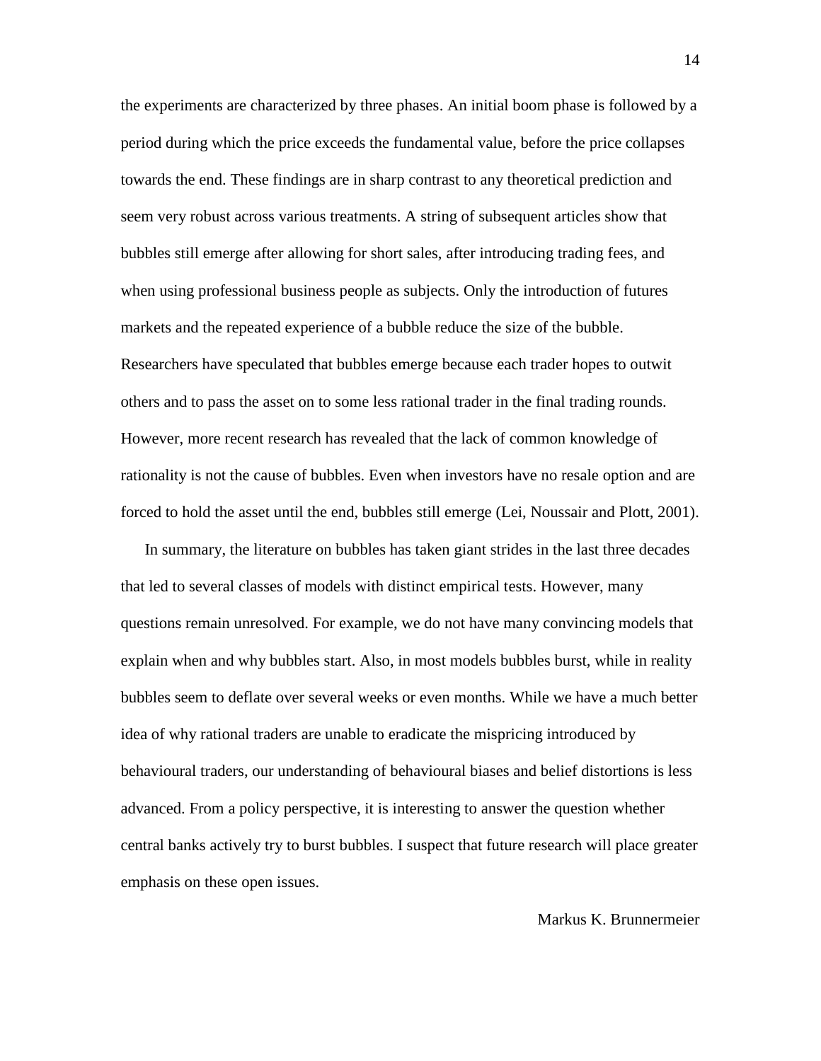the experiments are characterized by three phases. An initial boom phase is followed by a period during which the price exceeds the fundamental value, before the price collapses towards the end. These findings are in sharp contrast to any theoretical prediction and seem very robust across various treatments. A string of subsequent articles show that bubbles still emerge after allowing for short sales, after introducing trading fees, and when using professional business people as subjects. Only the introduction of futures markets and the repeated experience of a bubble reduce the size of the bubble. Researchers have speculated that bubbles emerge because each trader hopes to outwit others and to pass the asset on to some less rational trader in the final trading rounds. However, more recent research has revealed that the lack of common knowledge of rationality is not the cause of bubbles. Even when investors have no resale option and are forced to hold the asset until the end, bubbles still emerge (Lei, Noussair and Plott, 2001).

In summary, the literature on bubbles has taken giant strides in the last three decades that led to several classes of models with distinct empirical tests. However, many questions remain unresolved. For example, we do not have many convincing models that explain when and why bubbles start. Also, in most models bubbles burst, while in reality bubbles seem to deflate over several weeks or even months. While we have a much better idea of why rational traders are unable to eradicate the mispricing introduced by behavioural traders, our understanding of behavioural biases and belief distortions is less advanced. From a policy perspective, it is interesting to answer the question whether central banks actively try to burst bubbles. I suspect that future research will place greater emphasis on these open issues.

Markus K. Brunnermeier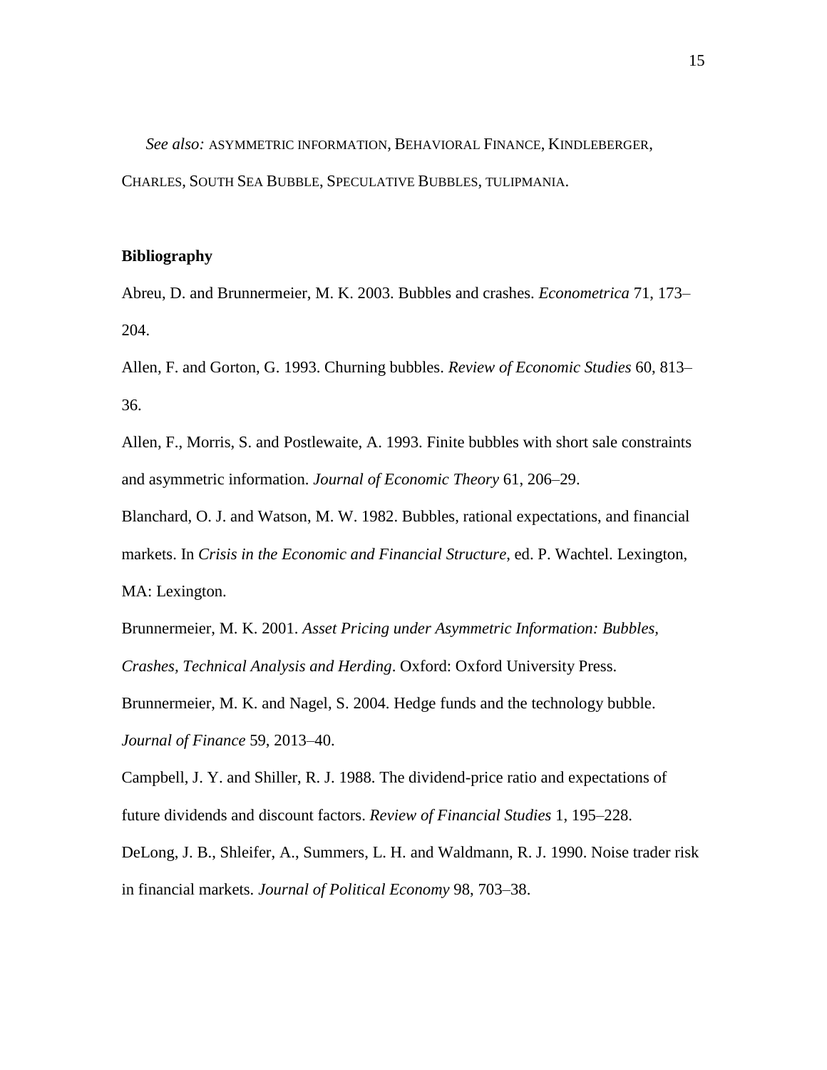*See also:* ASYMMETRIC INFORMATION, BEHAVIORAL FINANCE, KINDLEBERGER, CHARLES, SOUTH SEA BUBBLE, SPECULATIVE BUBBLES, TULIPMANIA.

**Bibliography**

Abreu, D. and Brunnermeier, M. K. 2003. Bubbles and crashes. *Econometrica* 71, 173–204.

Allen, F. and Gorton, G. 1993. Churning bubbles. *Review of Economic Studies* 60, 813–36.

Allen, F., Morris, S. and Postlewaite, A. 1993. Finite bubbles with short sale constraints and asymmetric information. *Journal of Economic Theory* 61, 206–29.

Blanchard, O. J. and Watson, M. W. 1982. Bubbles, rational expectations, and financial markets. In *Crisis in the Economic and Financial Structure*, ed. P. Wachtel. Lexington, MA: Lexington.

Brunnermeier, M. K. 2001. *Asset Pricing under Asymmetric Information: Bubbles, Crashes, Technical Analysis and Herding*. Oxford: Oxford University Press.

Brunnermeier, M. K. and Nagel, S. 2004. Hedge funds and the technology bubble. *Journal of Finance* 59, 2013–40.

Campbell, J. Y. and Shiller, R. J. 1988. The dividend-price ratio and expectations of future dividends and discount factors. *Review of Financial Studies* 1, 195–228.

DeLong, J. B., Shleifer, A., Summers, L. H. and Waldmann, R. J. 1990. Noise trader risk in financial markets. *Journal of Political Economy* 98, 703–38.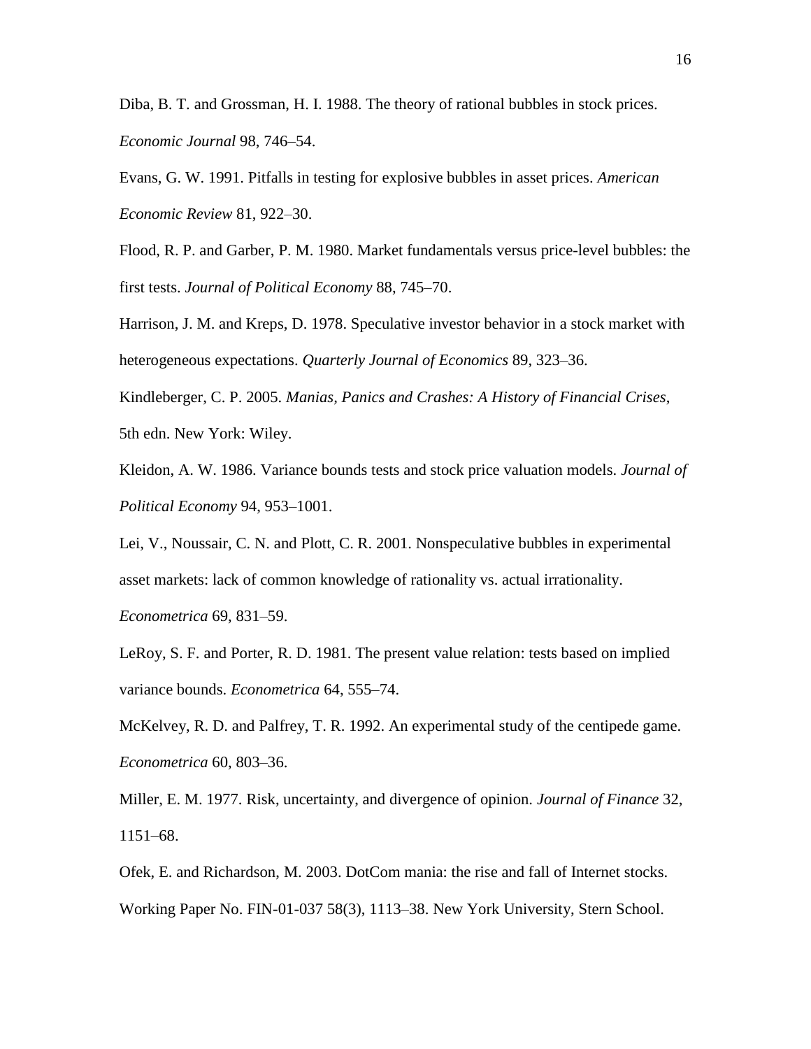Diba, B. T. and Grossman, H. I. 1988. The theory of rational bubbles in stock prices. *Economic Journal* 98, 746–54.

Evans, G. W. 1991. Pitfalls in testing for explosive bubbles in asset prices. *American Economic Review* 81, 922–30.

Flood, R. P. and Garber, P. M. 1980. Market fundamentals versus price-level bubbles: the first tests. *Journal of Political Economy* 88, 745–70.

Harrison, J. M. and Kreps, D. 1978. Speculative investor behavior in a stock market with heterogeneous expectations. *Quarterly Journal of Economics* 89, 323–36.

Kindleberger, C. P. 2005. *Manias, Panics and Crashes: A History of Financial Crises*, 5th edn. New York: Wiley.

Kleidon, A. W. 1986. Variance bounds tests and stock price valuation models. *Journal of Political Economy* 94, 953–1001.

Lei, V., Noussair, C. N. and Plott, C. R. 2001. Nonspeculative bubbles in experimental asset markets: lack of common knowledge of rationality vs. actual irrationality. *Econometrica* 69, 831–59.

LeRoy, S. F. and Porter, R. D. 1981. The present value relation: tests based on implied variance bounds. *Econometrica* 64, 555–74.

McKelvey, R. D. and Palfrey, T. R. 1992. An experimental study of the centipede game. *Econometrica* 60, 803–36.

Miller, E. M. 1977. Risk, uncertainty, and divergence of opinion. *Journal of Finance* 32, 1151–68.

Ofek, E. and Richardson, M. 2003. DotCom mania: the rise and fall of Internet stocks. Working Paper No. FIN-01-037 58(3), 1113–38. New York University, Stern School.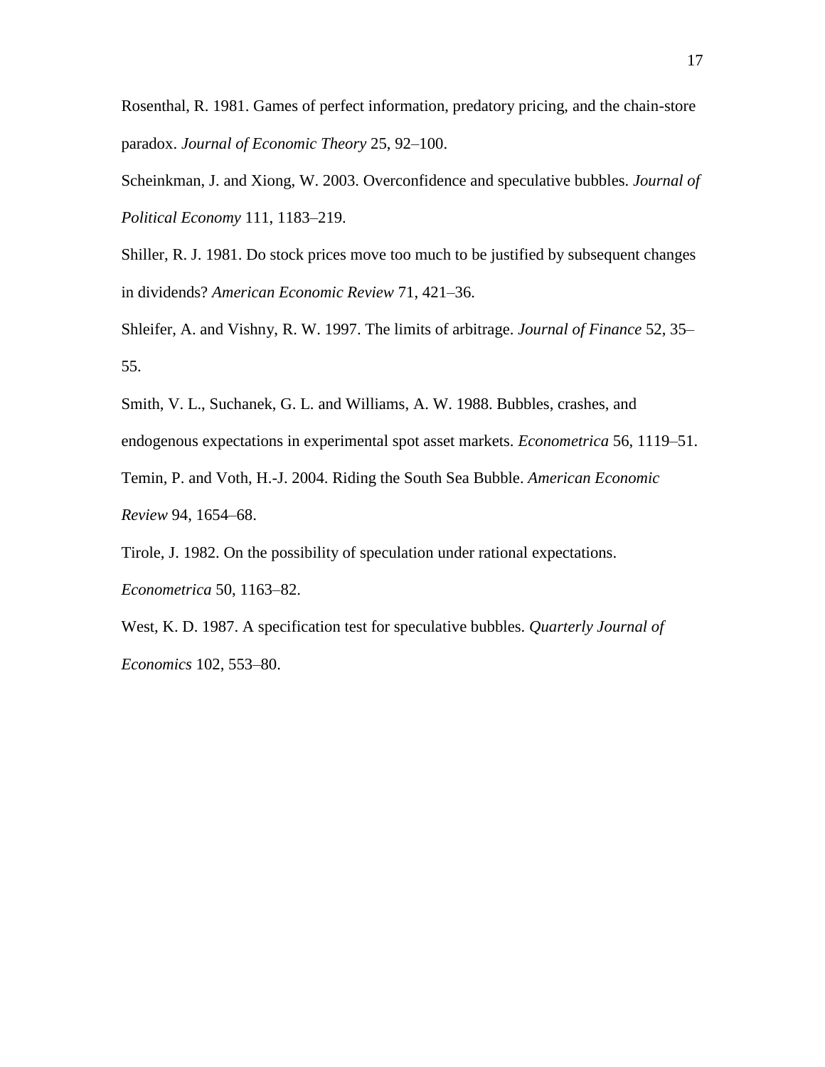Rosenthal, R. 1981. Games of perfect information, predatory pricing, and the chain-store paradox. *Journal of Economic Theory* 25, 92–100.

Scheinkman, J. and Xiong, W. 2003. Overconfidence and speculative bubbles. *Journal of Political Economy* 111, 1183–219.

Shiller, R. J. 1981. Do stock prices move too much to be justified by subsequent changes in dividends? *American Economic Review* 71, 421–36.

Shleifer, A. and Vishny, R. W. 1997. The limits of arbitrage. *Journal of Finance* 52, 35–55.

Smith, V. L., Suchanek, G. L. and Williams, A. W. 1988. Bubbles, crashes, and endogenous expectations in experimental spot asset markets. *Econometrica* 56, 1119–51.

Temin, P. and Voth, H.-J. 2004. Riding the South Sea Bubble. *American Economic Review* 94, 1654–68.

Tirole, J. 1982. On the possibility of speculation under rational expectations. *Econometrica* 50, 1163–82.

West, K. D. 1987. A specification test for speculative bubbles. *Quarterly Journal of Economics* 102, 553–80.